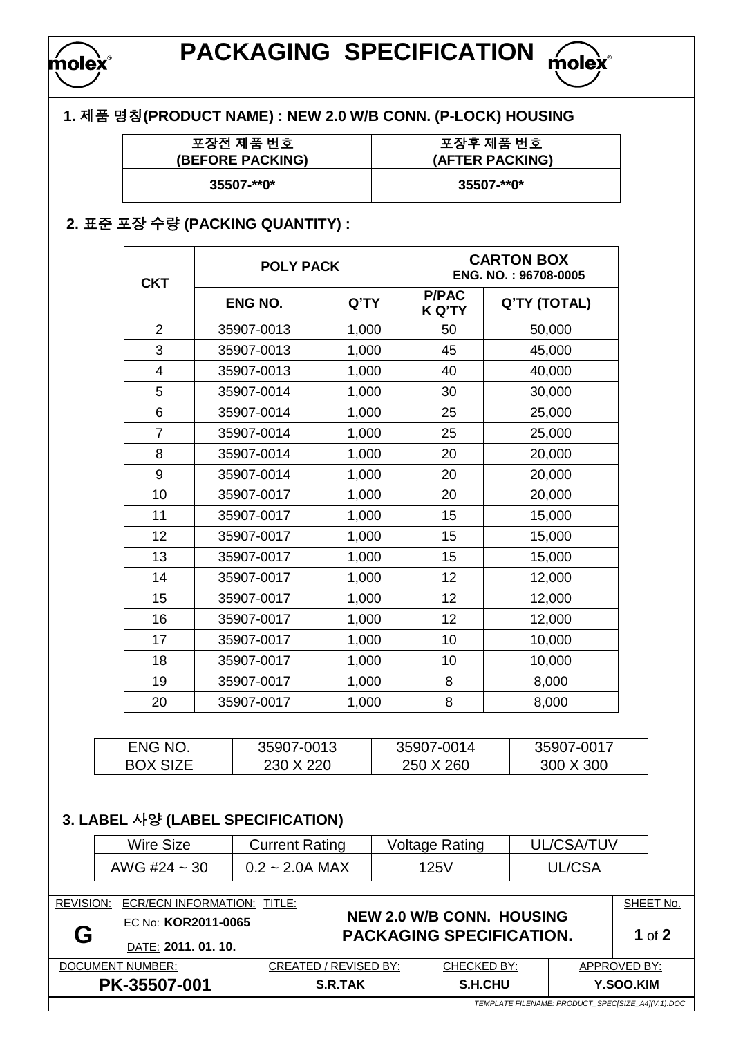# PACKAGING SPECIFICATION

## 1. 제품 명칭(PRODUCT NAME) : NEW 2.0 W/B CONN. (P-LOCK) HOUSING

| 포장전 제품 번호 (BEFORE PACKING) | 포장후 제품 번호 (AFTER PACKING) |
|---|---|
| 35507-**0* | 35507-**0* |

## 2. 표준 포장 수량 (PACKING QUANTITY) :

| CKT | POLY PACK | | CARTON BOX ENG. NO. : 96708-0005 | |
|---|---|---|---|---|
| | ENG NO. | Q'TY | P/PACK Q'TY | Q'TY (TOTAL) |
| 2 | 35907-0013 | 1,000 | 50 | 50,000 |
| 3 | 35907-0013 | 1,000 | 45 | 45,000 |
| 4 | 35907-0013 | 1,000 | 40 | 40,000 |
| 5 | 35907-0014 | 1,000 | 30 | 30,000 |
| 6 | 35907-0014 | 1,000 | 25 | 25,000 |
| 7 | 35907-0014 | 1,000 | 25 | 25,000 |
| 8 | 35907-0014 | 1,000 | 20 | 20,000 |
| 9 | 35907-0014 | 1,000 | 20 | 20,000 |
| 10 | 35907-0017 | 1,000 | 20 | 20,000 |
| 11 | 35907-0017 | 1,000 | 15 | 15,000 |
| 12 | 35907-0017 | 1,000 | 15 | 15,000 |
| 13 | 35907-0017 | 1,000 | 15 | 15,000 |
| 14 | 35907-0017 | 1,000 | 12 | 12,000 |
| 15 | 35907-0017 | 1,000 | 12 | 12,000 |
| 16 | 35907-0017 | 1,000 | 12 | 12,000 |
| 17 | 35907-0017 | 1,000 | 10 | 10,000 |
| 18 | 35907-0017 | 1,000 | 10 | 10,000 |
| 19 | 35907-0017 | 1,000 | 8 | 8,000 |
| 20 | 35907-0017 | 1,000 | 8 | 8,000 |

| ENG NO. | 35907-0013 | 35907-0014 | 35907-0017 |
|---|---|---|---|
| BOX SIZE | 230 X 220 | 250 X 260 | 300 X 300 |

## 3. LABEL 사양 (LABEL SPECIFICATION)

| Wire Size | Current Rating | Voltage Rating | UL/CSA/TUV |
|---|---|---|---|
| AWG #24 ~ 30 | 0.2 ~ 2.0A MAX | 125V | UL/CSA |

| REVISION: | ECR/ECN INFORMATION: | TITLE: | | SHEET No. |
|---|---|---|---|---|
| G | EC No: KOR2011-0065 DATE: 2011. 01. 10. | NEW 2.0 W/B CONN. HOUSING PACKAGING SPECIFICATION. | | 1 of 2 |
| DOCUMENT NUMBER: | | CREATED / REVISED BY: | CHECKED BY: | APPROVED BY: |
| PK-35507-001 | | S.R.TAK | S.H.CHU | Y.SOO.KIM |

TEMPLATE FILENAME: PRODUCT_SPEC[SIZE_A4](V.1).DOC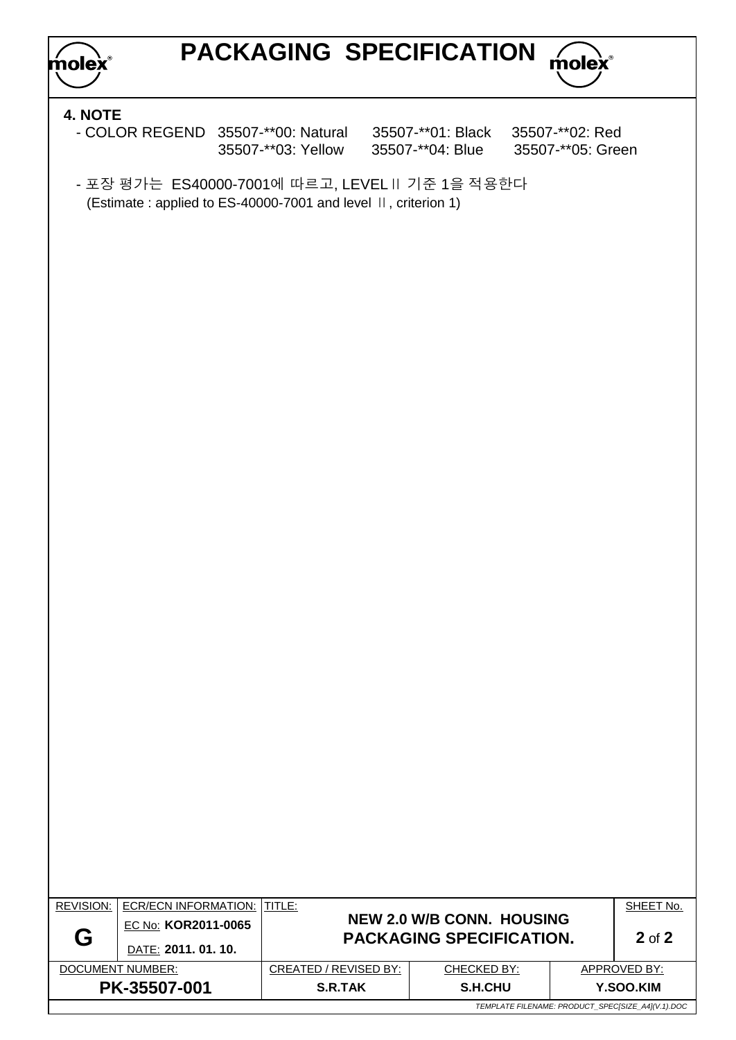# PACKAGING SPECIFICATION

**4. NOTE**

- COLOR REGEND 35507-**00: Natural 35507-**01: Black 35507-**02: Red
  35507-**03: Yellow 35507-**04: Blue 35507-**05: Green

- 포장 평가는 ES40000-7001에 따르고, LEVEL II 기준 1을 적용한다
  (Estimate : applied to ES-40000-7001 and level II, criterion 1)

| REVISION: | ECR/ECN INFORMATION: | TITLE: | | SHEET No. |
|---|---|---|---|---|
| G | EC No: **KOR2011-0065** DATE: **2011. 01. 10.** | **NEW 2.0 W/B CONN. HOUSING PACKAGING SPECIFICATION.** | | **2** of **2** |
| DOCUMENT NUMBER: | | CREATED / REVISED BY: | CHECKED BY: | APPROVED BY: |
| **PK-35507-001** | | **S.R.TAK** | **S.H.CHU** | **Y.SOO.KIM** |

*TEMPLATE FILENAME: PRODUCT_SPEC[SIZE_A4](V.1).DOC*